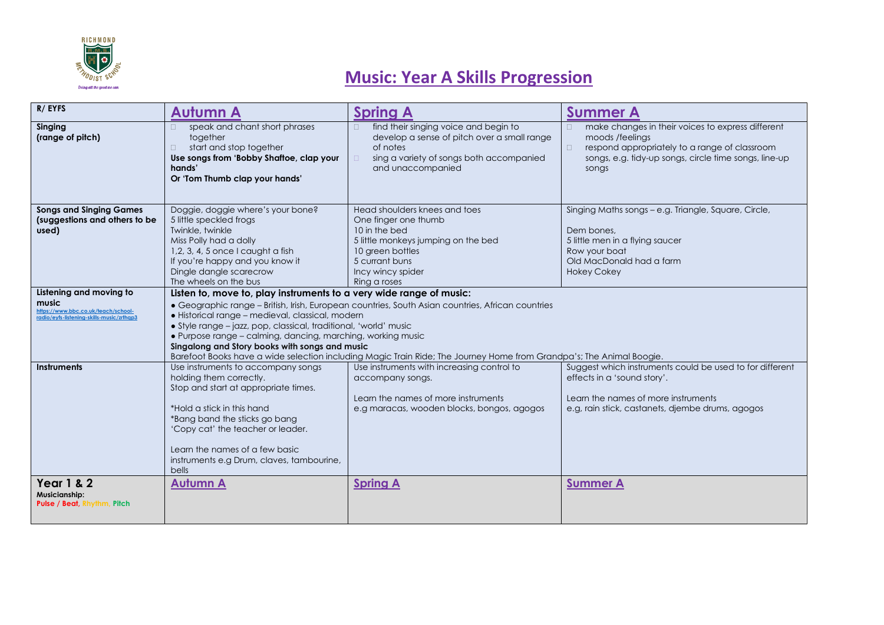# Music: Year A Skills Progression

| R/ EYFS | Autumn A | Spring A | Summer A |
| --- | --- | --- | --- |
| **Singing (range of pitch)** | - speak and chant short phrases together<br>- start and stop together<br>**Use songs from 'Bobby Shaftoe, clap your hands'**<br>**Or 'Tom Thumb clap your hands'** | - find their singing voice and begin to develop a sense of pitch over a small range of notes<br>- sing a variety of songs both accompanied and unaccompanied | - make changes in their voices to express different moods /feelings<br>- respond appropriately to a range of classroom songs, e.g. tidy-up songs, circle time songs, line-up songs |
| **Songs and Singing Games (suggestions and others to be used)** | Doggie, doggie where's your bone?<br>5 little speckled frogs<br>Twinkle, twinkle<br>Miss Polly had a dolly<br>1,2, 3, 4, 5 once I caught a fish<br>If you're happy and you know it<br>Dingle dangle scarecrow<br>The wheels on the bus | Head shoulders knees and toes<br>One finger one thumb<br>10 in the bed<br>5 little monkeys jumping on the bed<br>10 green bottles<br>5 currant buns<br>Incy wincy spider<br>Ring a roses | Singing Maths songs – e.g. Triangle, Square, Circle,<br><br>Dem bones,<br>5 little men in a flying saucer<br>Row your boat<br>Old MacDonald had a farm<br>Hokey Cokey |
| **Listening and moving to music**<br>https://www.bbc.co.uk/teach/school-radio/eyfs-listening-skills-music/zrthqp3 | **Listen to, move to, play instruments to a very wide range of music:**<br>● Geographic range – British, Irish, European countries, South Asian countries, African countries<br>● Historical range – medieval, classical, modern<br>● Style range – jazz, pop, classical, traditional, 'world' music<br>● Purpose range – calming, dancing, marching, working music<br>**Singalong and Story books with songs and music**<br>Barefoot Books have a wide selection including Magic Train Ride; The Journey Home from Grandpa's; The Animal Boogie. | | |
| **Instruments** | Use instruments to accompany songs holding them correctly.<br>Stop and start at appropriate times.<br><br>*Hold a stick in this hand<br>*Bang band the sticks go bang<br>'Copy cat' the teacher or leader.<br><br>Learn the names of a few basic instruments e.g Drum, claves, tambourine, bells | Use instruments with increasing control to accompany songs.<br><br>Learn the names of more instruments<br>e.g maracas, wooden blocks, bongos, agogos | Suggest which instruments could be used to for different effects in a 'sound story'.<br><br>Learn the names of more instruments<br>e.g, rain stick, castanets, djembe drums, agogos |
| **Year 1 & 2**<br>**Musicianship:**<br>**Pulse / Beat, Rhythm, Pitch** | **Autumn A** | **Spring A** | **Summer A** |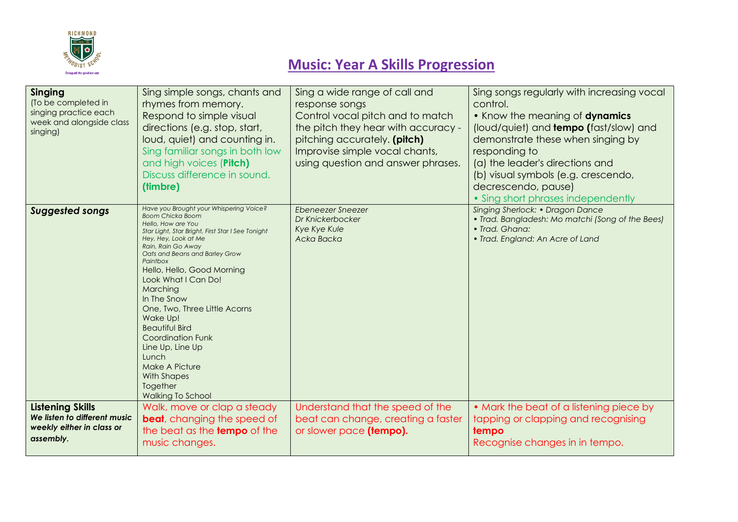# Music: Year A Skills Progression

| **Singing** (To be completed in singing practice each week and alongside class singing) | Sing simple songs, chants and rhymes from memory.<br>Respond to simple visual directions (e.g. stop, start, loud, quiet) and counting in.<br>Sing familiar songs in both low and high voices (**Pitch)**<br>Discuss difference in sound. **(timbre)** | Sing a wide range of call and response songs<br>Control vocal pitch and to match the pitch they hear with accuracy - pitching accurately. **(pitch)**<br>Improvise simple vocal chants, using question and answer phrases. | Sing songs regularly with increasing vocal control.<br>• Know the meaning of **dynamics** (loud/quiet) and **tempo (**fast/slow) and demonstrate these when singing by responding to<br>(a) the leader's directions and<br>(b) visual symbols (e.g. crescendo, decrescendo, pause)<br>• Sing short phrases independently |
|---|---|---|---|
| ***Suggested songs*** | *Have you Brought your Whispering Voice?*<br>*Boom Chicka Boom*<br>*Hello, How are You*<br>*Star Light, Star Bright, First Star I See Tonight*<br>*Hey, Hey, Look at Me*<br>*Rain, Rain Go Away*<br>*Oats and Beans and Barley Grow*<br>*Paintbox*<br>Hello, Hello, Good Morning<br>Look What I Can Do!<br>Marching<br>In The Snow<br>One, Two, Three Little Acorns<br>Wake Up!<br>Beautiful Bird<br>Coordination Funk<br>Line Up, Line Up<br>Lunch<br>Make A Picture<br>With Shapes<br>Together<br>Walking To School | *Ebeneezer Sneezer*<br>*Dr Knickerbocker*<br>*Kye Kye Kule*<br>*Acka Backa* | *Singing Sherlock: • Dragon Dance*<br>*• Trad. Bangladesh: Mo matchi (Song of the Bees)*<br>*• Trad. Ghana:*<br>*• Trad. England: An Acre of Land* |
| **Listening Skills**<br>***We listen to different music weekly either in class or assembly.*** | Walk, move or clap a steady **beat**, changing the speed of the beat as the **tempo** of the music changes. | Understand that the speed of the beat can change, creating a faster or slower pace **(tempo).** | • Mark the beat of a listening piece by tapping or clapping and recognising **tempo**<br>Recognise changes in in tempo. |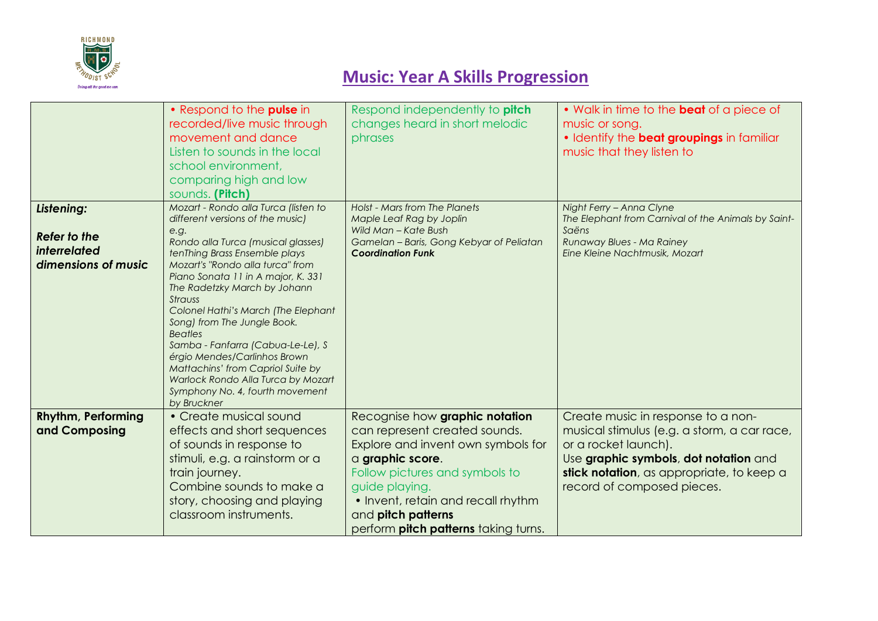# Music: Year A Skills Progression

| | | | |
|---|---|---|---|
| | • Respond to the **pulse** in recorded/live music through movement and dance<br>Listen to sounds in the local school environment, comparing high and low sounds. **(Pitch)** | Respond independently to **pitch** changes heard in short melodic phrases | • Walk in time to the **beat** of a piece of music or song.<br>• Identify the **beat groupings** in familiar music that they listen to |
| ***Listening:***<br><br>***Refer to the interrelated dimensions of music*** | *Mozart - Rondo alla Turca (listen to different versions of the music) e.g.*<br>*Rondo alla Turca (musical glasses)*<br>*tenThing Brass Ensemble plays Mozart's "Rondo alla turca" from Piano Sonata 11 in A major, K. 331*<br>*The Radetzky March by Johann Strauss*<br>*Colonel Hathi's March (The Elephant Song) from The Jungle Book.*<br>*Beatles*<br>*Samba - Fanfarra (Cabua-Le-Le), Sérgio Mendes/Carlinhos Brown*<br>*Mattachins' from Capriol Suite by Warlock Rondo Alla Turca by Mozart*<br>*Symphony No. 4, fourth movement by Bruckner* | *Holst - Mars from The Planets*<br>*Maple Leaf Rag by Joplin*<br>*Wild Man – Kate Bush*<br>*Gamelan – Baris, Gong Kebyar of Peliatan*<br>***Coordination Funk*** | *Night Ferry – Anna Clyne*<br>*The Elephant from Carnival of the Animals by Saint-Saëns*<br>*Runaway Blues - Ma Rainey*<br>*Eine Kleine Nachtmusik, Mozart* |
| **Rhythm, Performing and Composing** | • Create musical sound effects and short sequences of sounds in response to stimuli, e.g. a rainstorm or a train journey.<br>Combine sounds to make a story, choosing and playing classroom instruments. | Recognise how **graphic notation** can represent created sounds.<br>Explore and invent own symbols for a **graphic score**.<br>Follow pictures and symbols to guide playing.<br>• Invent, retain and recall rhythm and **pitch patterns**<br>perform **pitch patterns** taking turns. | Create music in response to a non-musical stimulus (e.g. a storm, a car race, or a rocket launch).<br>Use **graphic symbols**, **dot notation** and **stick notation**, as appropriate, to keep a record of composed pieces. |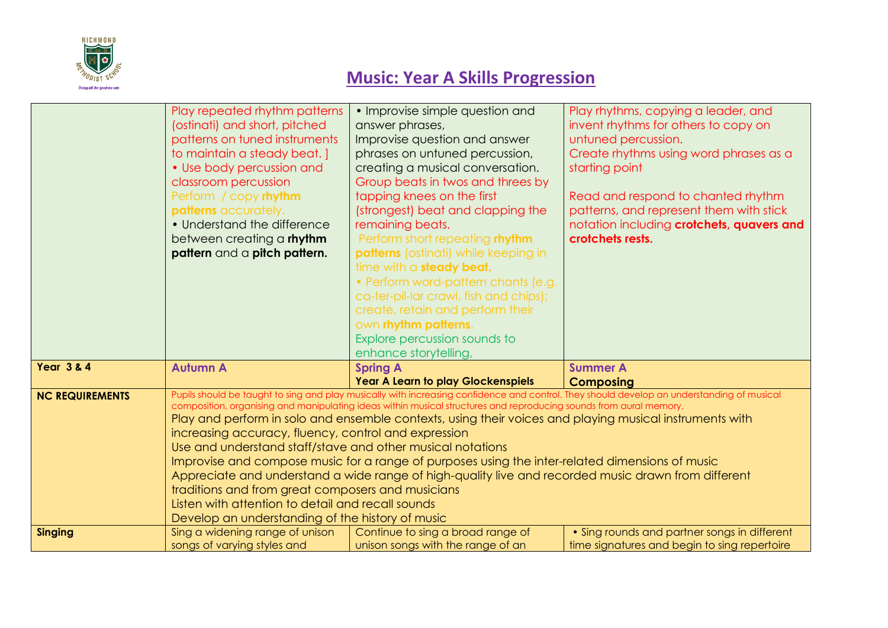# Music: Year A Skills Progression

| | | | |
|---|---|---|---|
| | Play repeated rhythm patterns (ostinati) and short, pitched patterns on tuned instruments to maintain a steady beat. ] • Use body percussion and classroom percussion Perform / copy **rhythm patterns** accurately. • Understand the difference between creating a **rhythm pattern** and a **pitch pattern.** | • Improvise simple question and answer phrases, Improvise question and answer phrases on untuned percussion, creating a musical conversation. Group beats in twos and threes by tapping knees on the first (strongest) beat and clapping the remaining beats. Perform short repeating **rhythm patterns** (ostinati) while keeping in time with a **steady beat.** • Perform word-pattern chants (e.g. ca-ter-pil-lar crawl, fish and chips); create, retain and perform their own **rhythm patterns**. Explore percussion sounds to enhance storytelling, | Play rhythms, copying a leader, and invent rhythms for others to copy on untuned percussion. Create rhythms using word phrases as a starting point<br><br>Read and respond to chanted rhythm patterns, and represent them with stick notation including **crotchets, quavers and crotchets rests.** |
| **Year 3 & 4** | **Autumn A** | **Spring A**<br>**Year A Learn to play Glockenspiels** | **Summer A**<br>**Composing** |
| **NC REQUIREMENTS** | Pupils should be taught to sing and play musically with increasing confidence and control. They should develop an understanding of musical composition, organising and manipulating ideas within musical structures and reproducing sounds from aural memory.<br>Play and perform in solo and ensemble contexts, using their voices and playing musical instruments with increasing accuracy, fluency, control and expression<br>Use and understand staff/stave and other musical notations<br>Improvise and compose music for a range of purposes using the inter-related dimensions of music<br>Appreciate and understand a wide range of high-quality live and recorded music drawn from different traditions and from great composers and musicians<br>Listen with attention to detail and recall sounds<br>Develop an understanding of the history of music | | |
| **Singing** | Sing a widening range of unison songs of varying styles and | Continue to sing a broad range of unison songs with the range of an | • Sing rounds and partner songs in different time signatures and begin to sing repertoire |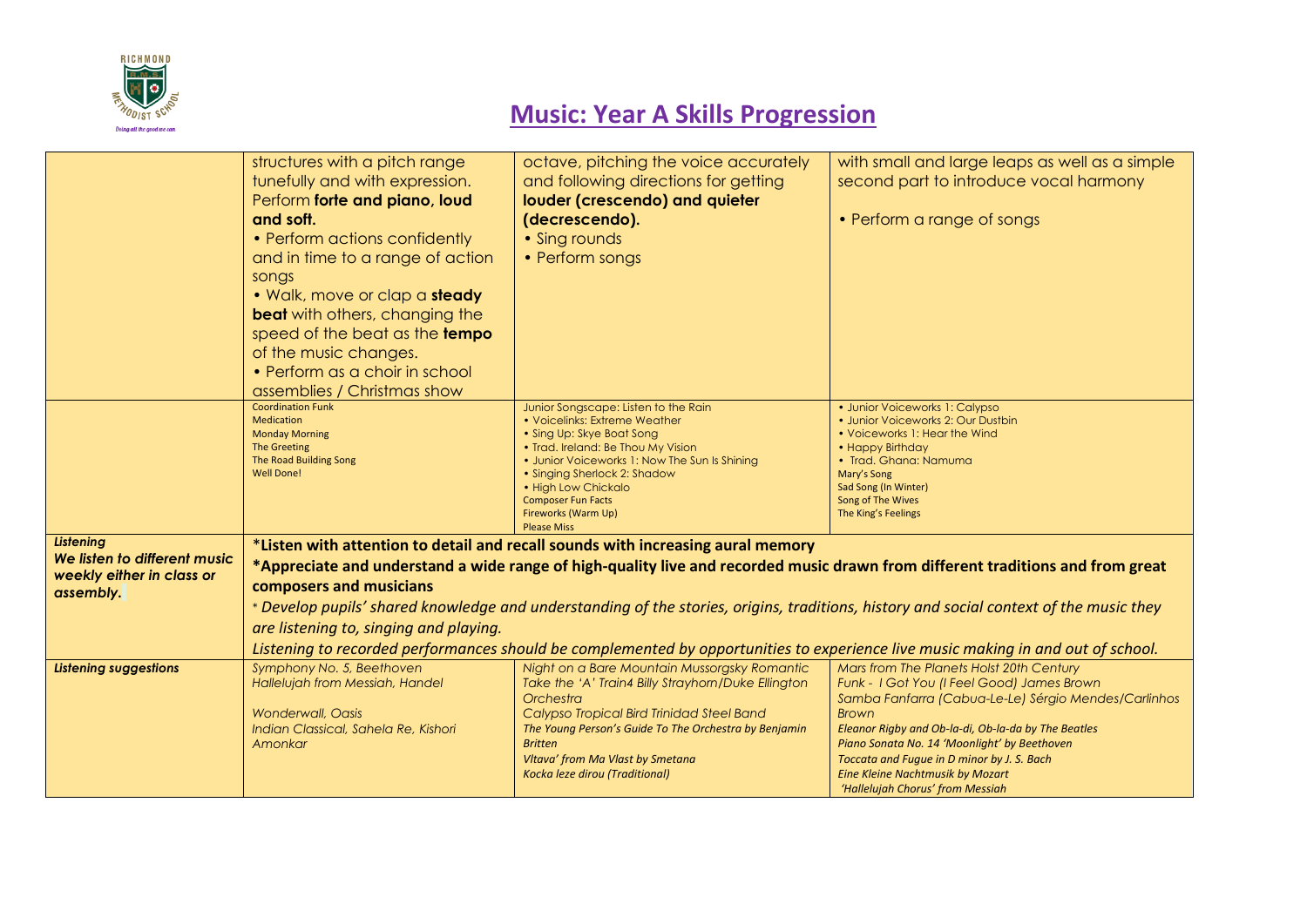# Music: Year A Skills Progression

| | | | |
|---|---|---|---|
| | structures with a pitch range tunefully and with expression. Perform **forte and piano, loud and soft.**<br>• Perform actions confidently and in time to a range of action songs<br>• Walk, move or clap a **steady beat** with others, changing the speed of the beat as the **tempo** of the music changes.<br>• Perform as a choir in school assemblies / Christmas show | octave, pitching the voice accurately and following directions for getting **louder (crescendo) and quieter (decrescendo).**<br>• Sing rounds<br>• Perform songs | with small and large leaps as well as a simple second part to introduce vocal harmony<br><br>• Perform a range of songs |
| | Coordination Funk<br>Medication<br>Monday Morning<br>The Greeting<br>The Road Building Song<br>Well Done! | Junior Songscape: Listen to the Rain<br>• Voicelinks: Extreme Weather<br>• Sing Up: Skye Boat Song<br>• Trad. Ireland: Be Thou My Vision<br>• Junior Voiceworks 1: Now The Sun Is Shining<br>• Singing Sherlock 2: Shadow<br>• High Low Chickalo<br>Composer Fun Facts<br>Fireworks (Warm Up)<br>Please Miss | • Junior Voiceworks 1: Calypso<br>• Junior Voiceworks 2: Our Dustbin<br>• Voiceworks 1: Hear the Wind<br>• Happy Birthday<br>• Trad. Ghana: Namuma<br>Mary's Song<br>Sad Song (In Winter)<br>Song of The Wives<br>The King's Feelings |
| ***Listening***<br>***We listen to different music weekly either in class or assembly.*** | **\*Listen with attention to detail and recall sounds with increasing aural memory**<br>**\*Appreciate and understand a wide range of high-quality live and recorded music drawn from different traditions and from great composers and musicians**<br>*\* Develop pupils' shared knowledge and understanding of the stories, origins, traditions, history and social context of the music they are listening to, singing and playing.*<br>*Listening to recorded performances should be complemented by opportunities to experience live music making in and out of school.* | | |
| ***Listening suggestions*** | *Symphony No. 5, Beethoven*<br>*Hallelujah from Messiah, Handel*<br><br>*Wonderwall, Oasis*<br>*Indian Classical, Sahela Re, Kishori Amonkar* | *Night on a Bare Mountain Mussorgsky Romantic*<br>*Take the 'A' Train4 Billy Strayhorn/Duke Ellington Orchestra*<br>*Calypso Tropical Bird Trinidad Steel Band*<br>*The Young Person's Guide To The Orchestra by Benjamin Britten*<br>*Vltava' from Ma Vlast by Smetana*<br>*Kocka leze dirou (Traditional)* | *Mars from The Planets Holst 20th Century*<br>*Funk - I Got You (I Feel Good) James Brown*<br>*Samba Fanfarra (Cabua-Le-Le) Sérgio Mendes/Carlinhos Brown*<br>*Eleanor Rigby and Ob-la-di, Ob-la-da by The Beatles*<br>*Piano Sonata No. 14 'Moonlight' by Beethoven*<br>*Toccata and Fugue in D minor by J. S. Bach*<br>*Eine Kleine Nachtmusik by Mozart*<br>*'Hallelujah Chorus' from Messiah* |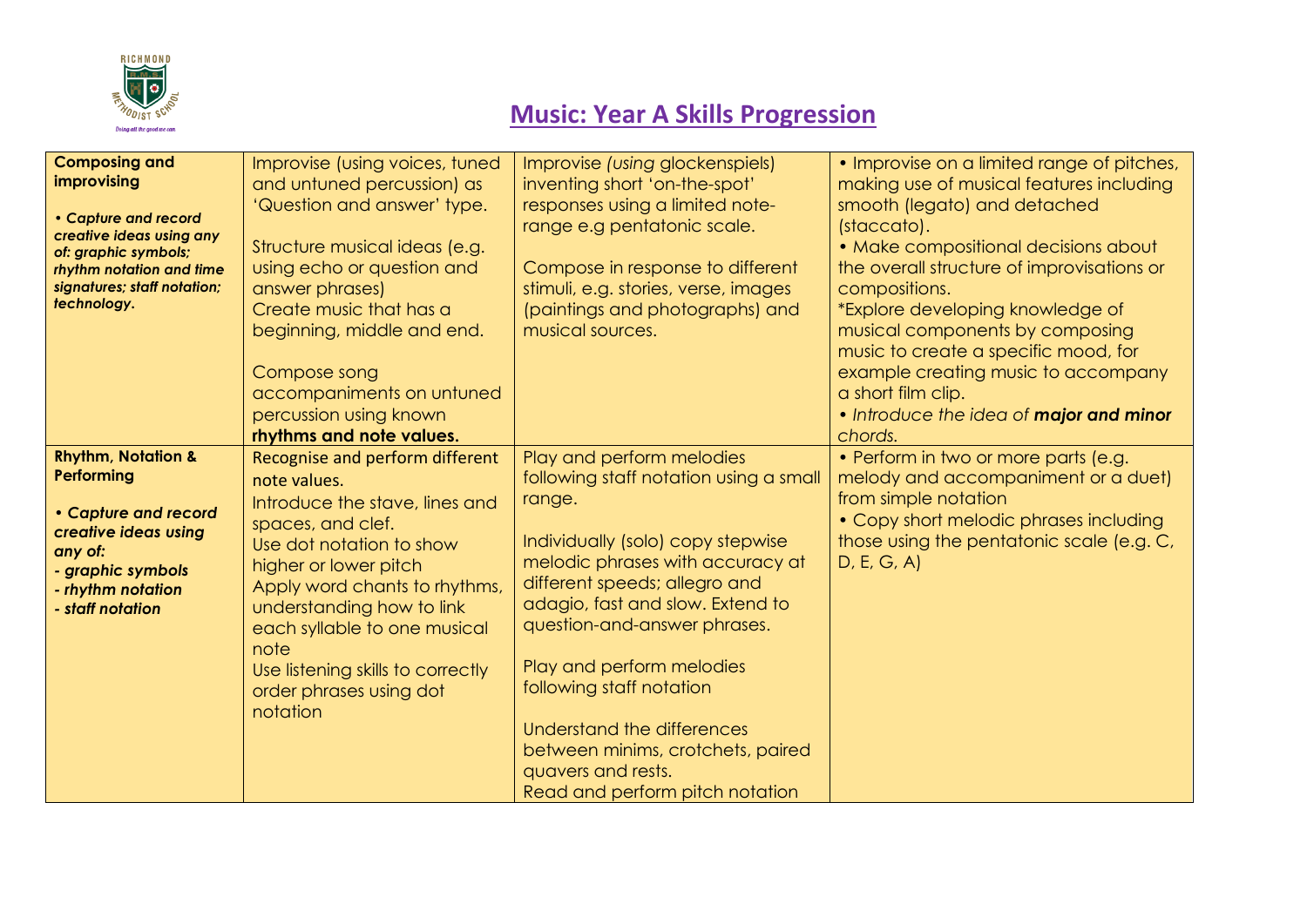# Music: Year A Skills Progression

| | | | |
|---|---|---|---|
| **Composing and improvising**<br><br>***• Capture and record creative ideas using any of: graphic symbols; rhythm notation and time signatures; staff notation; technology.*** | Improvise (using voices, tuned and untuned percussion) as 'Question and answer' type.<br><br>Structure musical ideas (e.g. using echo or question and answer phrases)<br>Create music that has a beginning, middle and end.<br><br>Compose song accompaniments on untuned percussion using known **rhythms and note values.** | Improvise *(using* glockenspiels) inventing short 'on-the-spot' responses using a limited note-range e.g pentatonic scale.<br><br>Compose in response to different stimuli, e.g. stories, verse, images (paintings and photographs) and musical sources. | • Improvise on a limited range of pitches, making use of musical features including smooth (legato) and detached (staccato).<br>• Make compositional decisions about the overall structure of improvisations or compositions.<br>*Explore developing knowledge of musical components by composing music to create a specific mood, for example creating music to accompany a short film clip.<br>*• Introduce the idea of **major and minor** chords.* |
| **Rhythm, Notation & Performing**<br><br>***• Capture and record creative ideas using any of:***<br>***- graphic symbols***<br>***- rhythm notation***<br>***- staff notation*** | Recognise and perform different note values.<br>Introduce the stave, lines and spaces, and clef.<br>Use dot notation to show higher or lower pitch<br>Apply word chants to rhythms, understanding how to link each syllable to one musical note<br>Use listening skills to correctly order phrases using dot notation | Play and perform melodies following staff notation using a small range.<br><br>Individually (solo) copy stepwise melodic phrases with accuracy at different speeds; allegro and adagio, fast and slow. Extend to question-and-answer phrases.<br><br>Play and perform melodies following staff notation<br><br>Understand the differences between minims, crotchets, paired quavers and rests.<br>Read and perform pitch notation | • Perform in two or more parts (e.g. melody and accompaniment or a duet) from simple notation<br>• Copy short melodic phrases including those using the pentatonic scale (e.g. C, D, E, G, A) |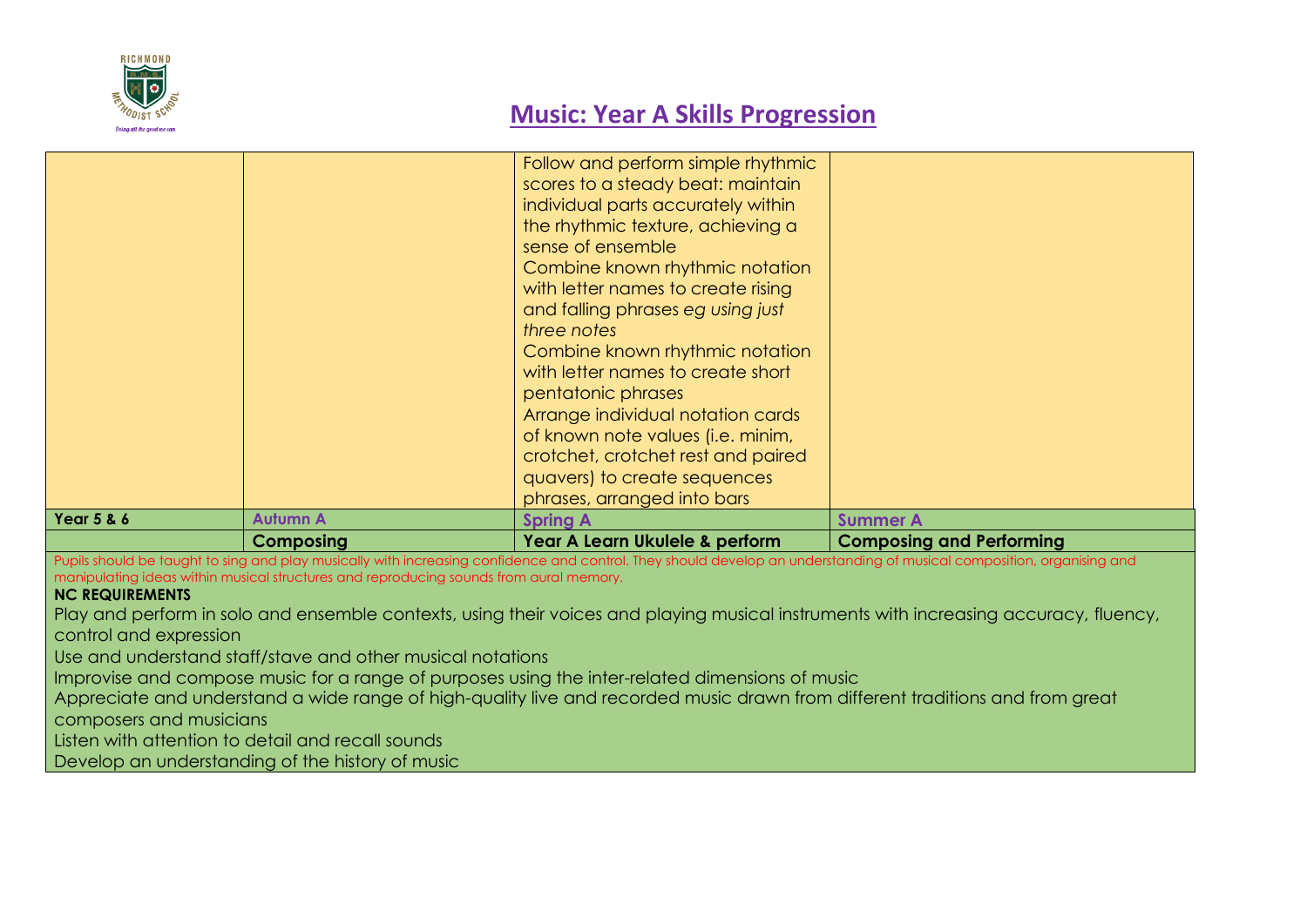## Music: Year A Skills Progression

| | | | |
|---|---|---|---|
| | | Follow and perform simple rhythmic scores to a steady beat: maintain individual parts accurately within the rhythmic texture, achieving a sense of ensemble<br>Combine known rhythmic notation with letter names to create rising and falling phrases *eg using just three notes*<br>Combine known rhythmic notation with letter names to create short pentatonic phrases<br>Arrange individual notation cards of known note values (i.e. minim, crotchet, crotchet rest and paired quavers) to create sequences phrases, arranged into bars | |
| **Year 5 & 6** | **Autumn A** | **Spring A** | **Summer A** |
| | **Composing** | **Year A Learn Ukulele & perform** | **Composing and Performing** |

Pupils should be taught to sing and play musically with increasing confidence and control. They should develop an understanding of musical composition, organising and manipulating ideas within musical structures and reproducing sounds from aural memory.

**NC REQUIREMENTS**

Play and perform in solo and ensemble contexts, using their voices and playing musical instruments with increasing accuracy, fluency, control and expression

Use and understand staff/stave and other musical notations

Improvise and compose music for a range of purposes using the inter-related dimensions of music

Appreciate and understand a wide range of high-quality live and recorded music drawn from different traditions and from great composers and musicians

Listen with attention to detail and recall sounds

Develop an understanding of the history of music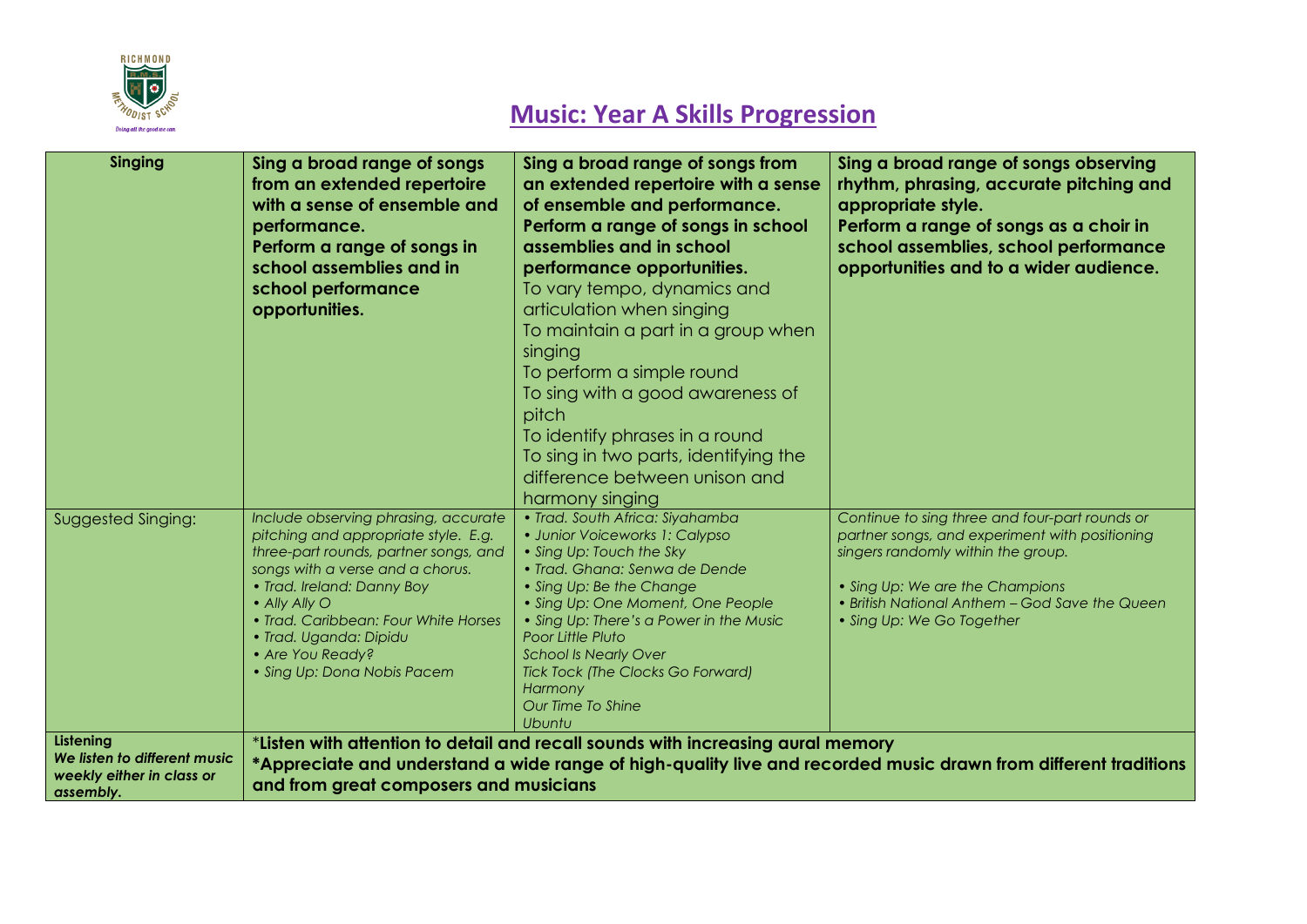## Music: Year A Skills Progression

| Singing | **Sing a broad range of songs from an extended repertoire with a sense of ensemble and performance.**<br>**Perform a range of songs in school assemblies and in school performance opportunities.** | **Sing a broad range of songs from an extended repertoire with a sense of ensemble and performance.**<br>**Perform a range of songs in school assemblies and in school performance opportunities.**<br>To vary tempo, dynamics and articulation when singing<br>To maintain a part in a group when singing<br>To perform a simple round<br>To sing with a good awareness of pitch<br>To identify phrases in a round<br>To sing in two parts, identifying the difference between unison and harmony singing | **Sing a broad range of songs observing rhythm, phrasing, accurate pitching and appropriate style.**<br>**Perform a range of songs as a choir in school assemblies, school performance opportunities and to a wider audience.** |
|---|---|---|---|
| Suggested Singing: | *Include observing phrasing, accurate pitching and appropriate style. E.g. three-part rounds, partner songs, and songs with a verse and a chorus.*<br>*• Trad. Ireland: Danny Boy*<br>*• Ally Ally O*<br>*• Trad. Caribbean: Four White Horses*<br>*• Trad. Uganda: Dipidu*<br>*• Are You Ready?*<br>*• Sing Up: Dona Nobis Pacem* | *• Trad. South Africa: Siyahamba*<br>*• Junior Voiceworks 1: Calypso*<br>*• Sing Up: Touch the Sky*<br>*• Trad. Ghana: Senwa de Dende*<br>*• Sing Up: Be the Change*<br>*• Sing Up: One Moment, One People*<br>*• Sing Up: There's a Power in the Music*<br>*Poor Little Pluto*<br>*School Is Nearly Over*<br>*Tick Tock (The Clocks Go Forward)*<br>*Harmony*<br>*Our Time To Shine*<br>*Ubuntu* | *Continue to sing three and four-part rounds or partner songs, and experiment with positioning singers randomly within the group.*<br><br>*• Sing Up: We are the Champions*<br>*• British National Anthem – God Save the Queen*<br>*• Sing Up: We Go Together* |
| **Listening**<br>***We listen to different music weekly either in class or assembly.*** | **\*Listen with attention to detail and recall sounds with increasing aural memory**<br>**\*Appreciate and understand a wide range of high-quality live and recorded music drawn from different traditions and from great composers and musicians** | | |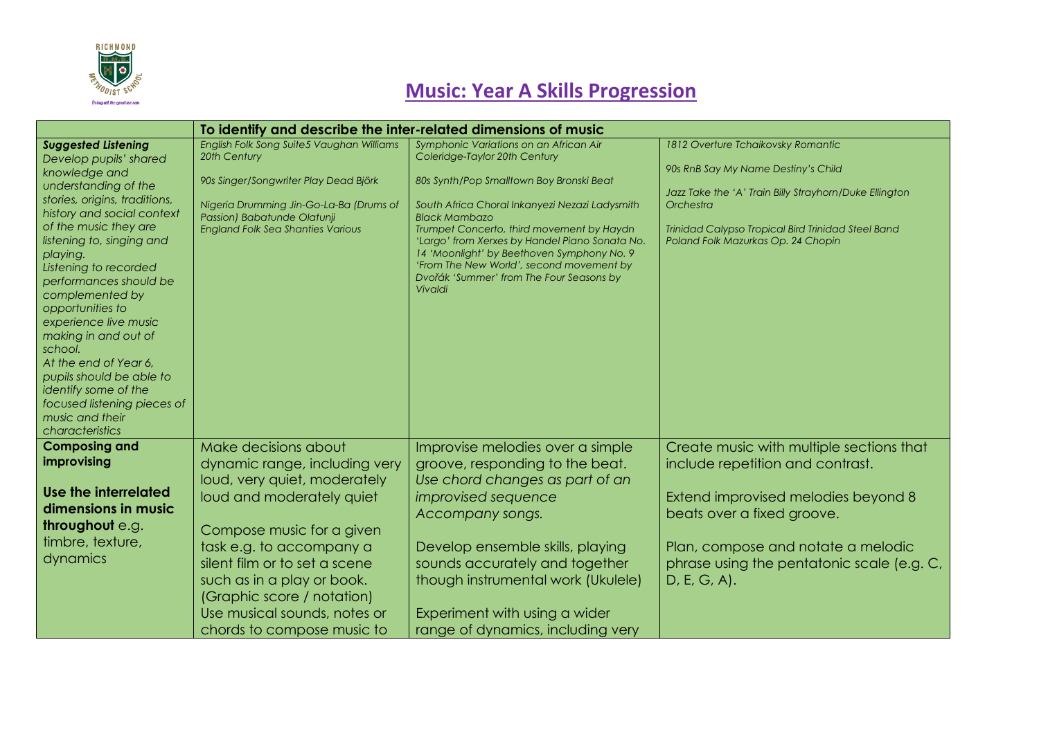RICHMOND METHODIST SCHOOL

Doing all the good we can

# Music: Year A Skills Progression

| | To identify and describe the inter-related dimensions of music | | |
|---|---|---|---|
| ***Suggested Listening*** *Develop pupils' shared knowledge and understanding of the stories, origins, traditions, history and social context of the music they are listening to, singing and playing. Listening to recorded performances should be complemented by opportunities to experience live music making in and out of school. At the end of Year 6, pupils should be able to identify some of the focused listening pieces of music and their characteristics* | *English Folk Song Suite5 Vaughan Williams 20th Century*<br><br>*90s Singer/Songwriter Play Dead Björk*<br><br>*Nigeria Drumming Jin-Go-La-Ba (Drums of Passion) Babatunde Olatunji*<br>*England Folk Sea Shanties Various* | *Symphonic Variations on an African Air Coleridge-Taylor 20th Century*<br><br>*80s Synth/Pop Smalltown Boy Bronski Beat*<br><br>*South Africa Choral Inkanyezi Nezazi Ladysmith Black Mambazo*<br>*Trumpet Concerto, third movement by Haydn 'Largo' from Xerxes by Handel Piano Sonata No. 14 'Moonlight' by Beethoven Symphony No. 9 'From The New World', second movement by Dvořák 'Summer' from The Four Seasons by Vivaldi* | *1812 Overture Tchaikovsky Romantic*<br><br>*90s RnB Say My Name Destiny's Child*<br><br>*Jazz Take the 'A' Train Billy Strayhorn/Duke Ellington Orchestra*<br><br>*Trinidad Calypso Tropical Bird Trinidad Steel Band*<br>*Poland Folk Mazurkas Op. 24 Chopin* |
| **Composing and improvising**<br><br>**Use the interrelated dimensions in music throughout** e.g. timbre, texture, dynamics | Make decisions about dynamic range, including very loud, very quiet, moderately loud and moderately quiet<br><br>Compose music for a given task e.g. to accompany a silent film or to set a scene such as in a play or book. (Graphic score / notation)<br>Use musical sounds, notes or chords to compose music to | Improvise melodies over a simple groove, responding to the beat.<br>*Use chord changes as part of an improvised sequence*<br>*Accompany songs.*<br><br>Develop ensemble skills, playing sounds accurately and together though instrumental work (Ukulele)<br><br>Experiment with using a wider range of dynamics, including very | Create music with multiple sections that include repetition and contrast.<br><br>Extend improvised melodies beyond 8 beats over a fixed groove.<br><br>Plan, compose and notate a melodic phrase using the pentatonic scale (e.g. C, D, E, G, A). |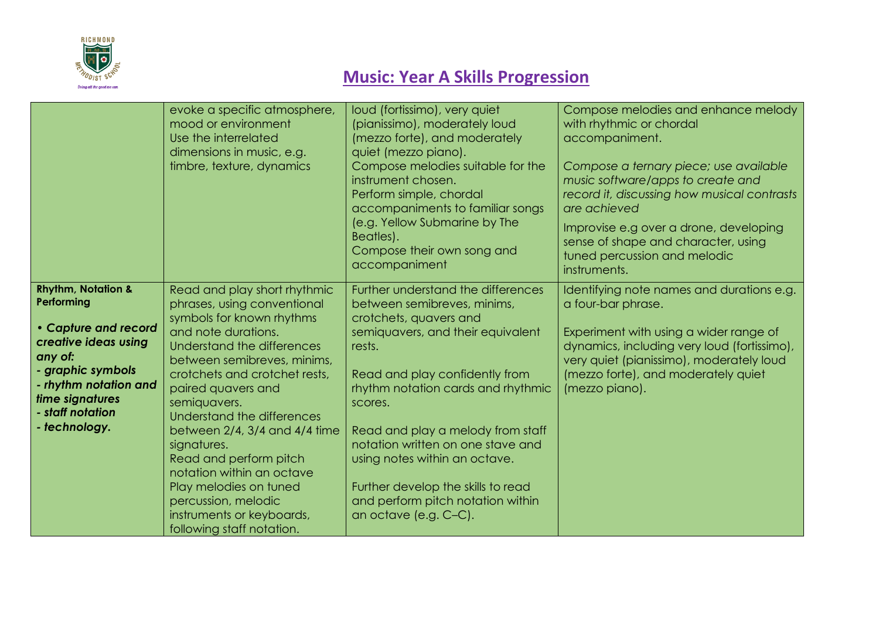## Music: Year A Skills Progression

| | | | |
|---|---|---|---|
| | evoke a specific atmosphere, mood or environment<br>Use the interrelated dimensions in music, e.g. timbre, texture, dynamics | loud (fortissimo), very quiet (pianissimo), moderately loud (mezzo forte), and moderately quiet (mezzo piano).<br>Compose melodies suitable for the instrument chosen.<br>Perform simple, chordal accompaniments to familiar songs (e.g. Yellow Submarine by The Beatles).<br>Compose their own song and accompaniment | Compose melodies and enhance melody with rhythmic or chordal accompaniment.<br><br>*Compose a ternary piece; use available music software/apps to create and record it, discussing how musical contrasts are achieved*<br>Improvise e.g over a drone, developing sense of shape and character, using tuned percussion and melodic instruments. |
| **Rhythm, Notation & Performing**<br><br>***• Capture and record creative ideas using any of:***<br>***- graphic symbols***<br>***- rhythm notation and time signatures***<br>***- staff notation***<br>***- technology.*** | Read and play short rhythmic phrases, using conventional symbols for known rhythms and note durations.<br>Understand the differences between semibreves, minims, crotchets and crotchet rests, paired quavers and semiquavers.<br>Understand the differences between 2/4, 3/4 and 4/4 time signatures.<br>Read and perform pitch notation within an octave<br>Play melodies on tuned percussion, melodic instruments or keyboards, following staff notation. | Further understand the differences between semibreves, minims, crotchets, quavers and semiquavers, and their equivalent rests.<br><br>Read and play confidently from rhythm notation cards and rhythmic scores.<br><br>Read and play a melody from staff notation written on one stave and using notes within an octave.<br><br>Further develop the skills to read and perform pitch notation within an octave (e.g. C–C). | Identifying note names and durations e.g. a four-bar phrase.<br><br>Experiment with using a wider range of dynamics, including very loud (fortissimo), very quiet (pianissimo), moderately loud (mezzo forte), and moderately quiet (mezzo piano). |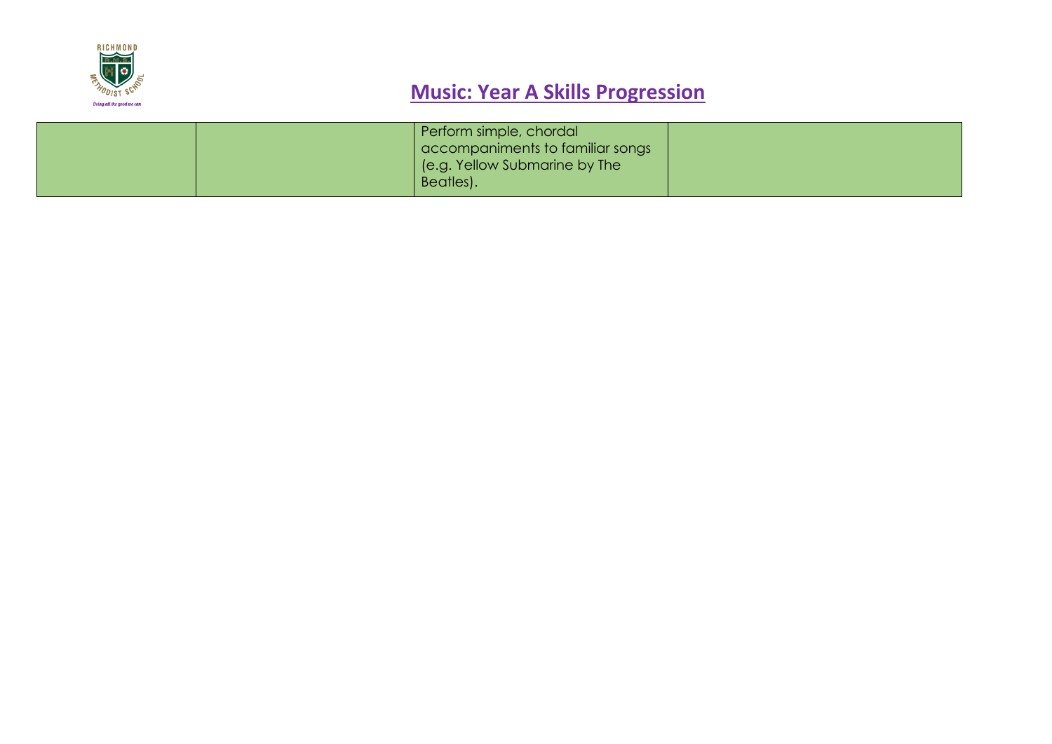## Music: Year A Skills Progression

| | | | |
|---|---|---|---|
| | | Perform simple, chordal accompaniments to familiar songs (e.g. Yellow Submarine by The Beatles). | |